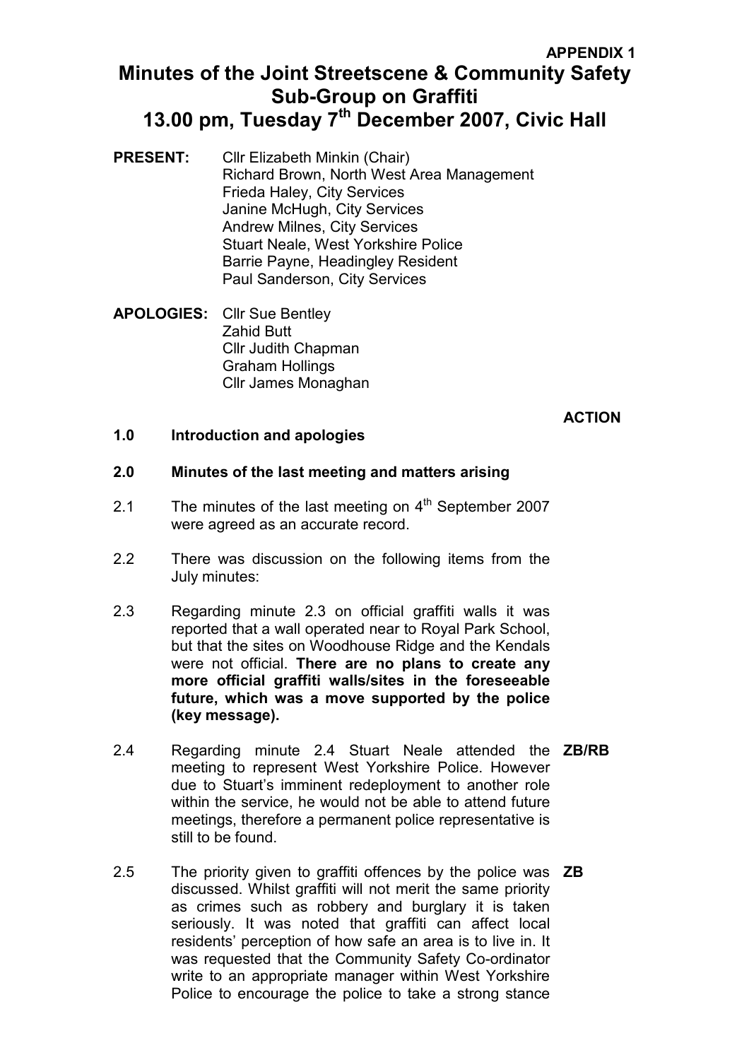**APPENDIX 1**

# Minutes of the Joint Streetscene & Community Safety Sub-Group on Graffiti 13.00 pm, Tuesday 7th December 2007, Civic Hall

**PRESENT:**
Cllr Elizabeth Minkin (Chair)
Richard Brown, North West Area Management
Frieda Haley, City Services
Janine McHugh, City Services
Andrew Milnes, City Services
Stuart Neale, West Yorkshire Police
Barrie Payne, Headingley Resident
Paul Sanderson, City Services

**APOLOGIES:**
Cllr Sue Bentley
Zahid Butt
Cllr Judith Chapman
Graham Hollings
Cllr James Monaghan

| | | **ACTION** |
|---|---|---|
| **1.0** | **Introduction and apologies** | |
| **2.0** | **Minutes of the last meeting and matters arising** | |
| 2.1 | The minutes of the last meeting on 4th September 2007 were agreed as an accurate record. | |
| 2.2 | There was discussion on the following items from the July minutes: | |
| 2.3 | Regarding minute 2.3 on official graffiti walls it was reported that a wall operated near to Royal Park School, but that the sites on Woodhouse Ridge and the Kendals were not official. **There are no plans to create any more official graffiti walls/sites in the foreseeable future, which was a move supported by the police (key message).** | |
| 2.4 | Regarding minute 2.4 Stuart Neale attended the meeting to represent West Yorkshire Police. However due to Stuart's imminent redeployment to another role within the service, he would not be able to attend future meetings, therefore a permanent police representative is still to be found. | **ZB/RB** |
| 2.5 | The priority given to graffiti offences by the police was discussed. Whilst graffiti will not merit the same priority as crimes such as robbery and burglary it is taken seriously. It was noted that graffiti can affect local residents' perception of how safe an area is to live in. It was requested that the Community Safety Co-ordinator write to an appropriate manager within West Yorkshire Police to encourage the police to take a strong stance | **ZB** |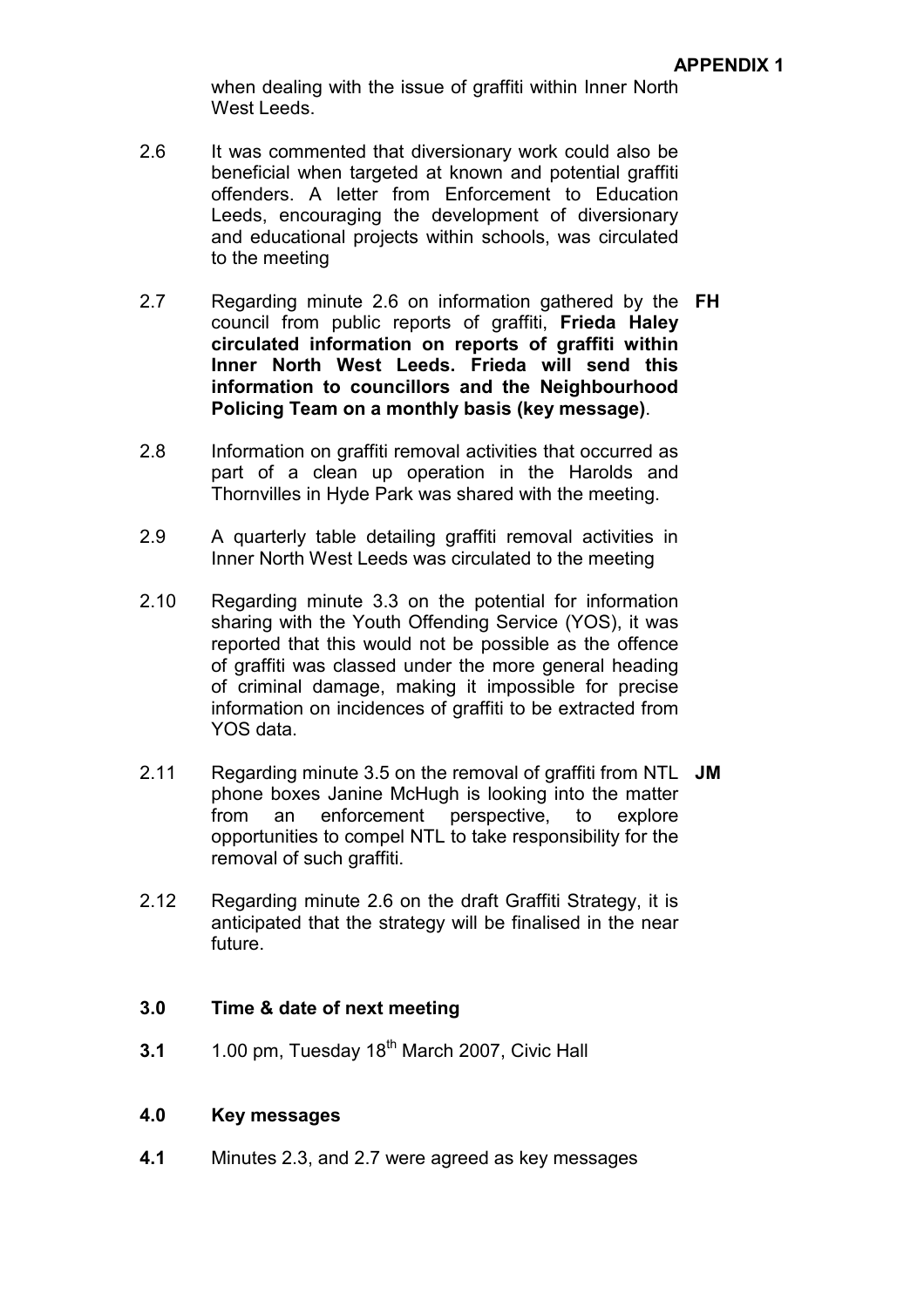**APPENDIX 1**

when dealing with the issue of graffiti within Inner North West Leeds.

2.6 It was commented that diversionary work could also be beneficial when targeted at known and potential graffiti offenders. A letter from Enforcement to Education Leeds, encouraging the development of diversionary and educational projects within schools, was circulated to the meeting

2.7 Regarding minute 2.6 on information gathered by the council from public reports of graffiti, **Frieda Haley circulated information on reports of graffiti within Inner North West Leeds. Frieda will send this information to councillors and the Neighbourhood Policing Team on a monthly basis (key message)**. **FH**

2.8 Information on graffiti removal activities that occurred as part of a clean up operation in the Harolds and Thornvilles in Hyde Park was shared with the meeting.

2.9 A quarterly table detailing graffiti removal activities in Inner North West Leeds was circulated to the meeting

2.10 Regarding minute 3.3 on the potential for information sharing with the Youth Offending Service (YOS), it was reported that this would not be possible as the offence of graffiti was classed under the more general heading of criminal damage, making it impossible for precise information on incidences of graffiti to be extracted from YOS data.

2.11 Regarding minute 3.5 on the removal of graffiti from NTL phone boxes Janine McHugh is looking into the matter from an enforcement perspective, to explore opportunities to compel NTL to take responsibility for the removal of such graffiti. **JM**

2.12 Regarding minute 2.6 on the draft Graffiti Strategy, it is anticipated that the strategy will be finalised in the near future.

### 3.0 Time & date of next meeting

**3.1** 1.00 pm, Tuesday 18th March 2007, Civic Hall

### 4.0 Key messages

**4.1** Minutes 2.3, and 2.7 were agreed as key messages